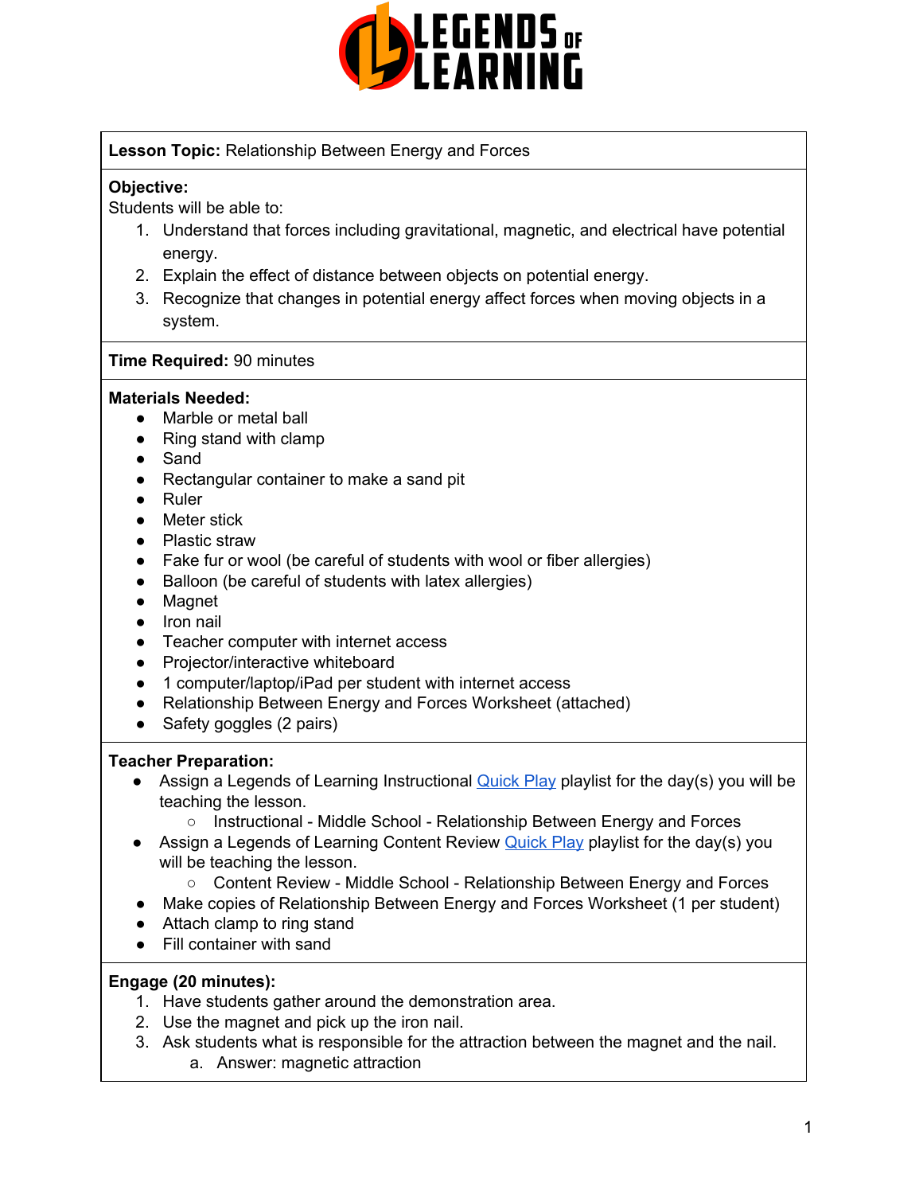# LEGENDS OF LEARNING

**Lesson Topic:** Relationship Between Energy and Forces

**Objective:**
Students will be able to:

1. Understand that forces including gravitational, magnetic, and electrical have potential energy.
2. Explain the effect of distance between objects on potential energy.
3. Recognize that changes in potential energy affect forces when moving objects in a system.

**Time Required:** 90 minutes

**Materials Needed:**

- Marble or metal ball
- Ring stand with clamp
- Sand
- Rectangular container to make a sand pit
- Ruler
- Meter stick
- Plastic straw
- Fake fur or wool (be careful of students with wool or fiber allergies)
- Balloon (be careful of students with latex allergies)
- Magnet
- Iron nail
- Teacher computer with internet access
- Projector/interactive whiteboard
- 1 computer/laptop/iPad per student with internet access
- Relationship Between Energy and Forces Worksheet (attached)
- Safety goggles (2 pairs)

**Teacher Preparation:**

- Assign a Legends of Learning Instructional Quick Play playlist for the day(s) you will be teaching the lesson.
  - Instructional - Middle School - Relationship Between Energy and Forces
- Assign a Legends of Learning Content Review Quick Play playlist for the day(s) you will be teaching the lesson.
  - Content Review - Middle School - Relationship Between Energy and Forces
- Make copies of Relationship Between Energy and Forces Worksheet (1 per student)
- Attach clamp to ring stand
- Fill container with sand

**Engage (20 minutes):**

1. Have students gather around the demonstration area.
2. Use the magnet and pick up the iron nail.
3. Ask students what is responsible for the attraction between the magnet and the nail.
   a. Answer: magnetic attraction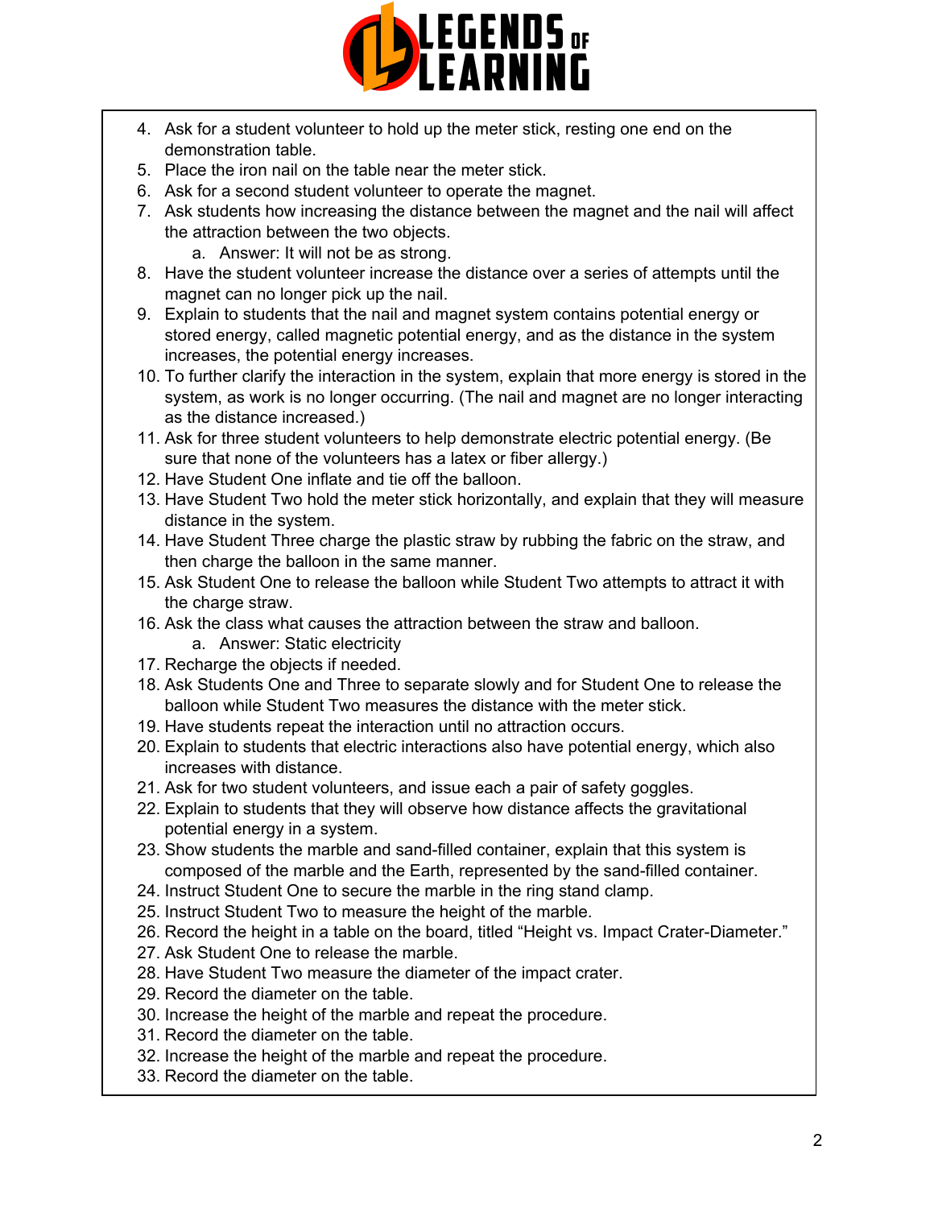4. Ask for a student volunteer to hold up the meter stick, resting one end on the demonstration table.
5. Place the iron nail on the table near the meter stick.
6. Ask for a second student volunteer to operate the magnet.
7. Ask students how increasing the distance between the magnet and the nail will affect the attraction between the two objects.
    a. Answer: It will not be as strong.
8. Have the student volunteer increase the distance over a series of attempts until the magnet can no longer pick up the nail.
9. Explain to students that the nail and magnet system contains potential energy or stored energy, called magnetic potential energy, and as the distance in the system increases, the potential energy increases.
10. To further clarify the interaction in the system, explain that more energy is stored in the system, as work is no longer occurring. (The nail and magnet are no longer interacting as the distance increased.)
11. Ask for three student volunteers to help demonstrate electric potential energy. (Be sure that none of the volunteers has a latex or fiber allergy.)
12. Have Student One inflate and tie off the balloon.
13. Have Student Two hold the meter stick horizontally, and explain that they will measure distance in the system.
14. Have Student Three charge the plastic straw by rubbing the fabric on the straw, and then charge the balloon in the same manner.
15. Ask Student One to release the balloon while Student Two attempts to attract it with the charge straw.
16. Ask the class what causes the attraction between the straw and balloon.
    a. Answer: Static electricity
17. Recharge the objects if needed.
18. Ask Students One and Three to separate slowly and for Student One to release the balloon while Student Two measures the distance with the meter stick.
19. Have students repeat the interaction until no attraction occurs.
20. Explain to students that electric interactions also have potential energy, which also increases with distance.
21. Ask for two student volunteers, and issue each a pair of safety goggles.
22. Explain to students that they will observe how distance affects the gravitational potential energy in a system.
23. Show students the marble and sand-filled container, explain that this system is composed of the marble and the Earth, represented by the sand-filled container.
24. Instruct Student One to secure the marble in the ring stand clamp.
25. Instruct Student Two to measure the height of the marble.
26. Record the height in a table on the board, titled "Height vs. Impact Crater-Diameter."
27. Ask Student One to release the marble.
28. Have Student Two measure the diameter of the impact crater.
29. Record the diameter on the table.
30. Increase the height of the marble and repeat the procedure.
31. Record the diameter on the table.
32. Increase the height of the marble and repeat the procedure.
33. Record the diameter on the table.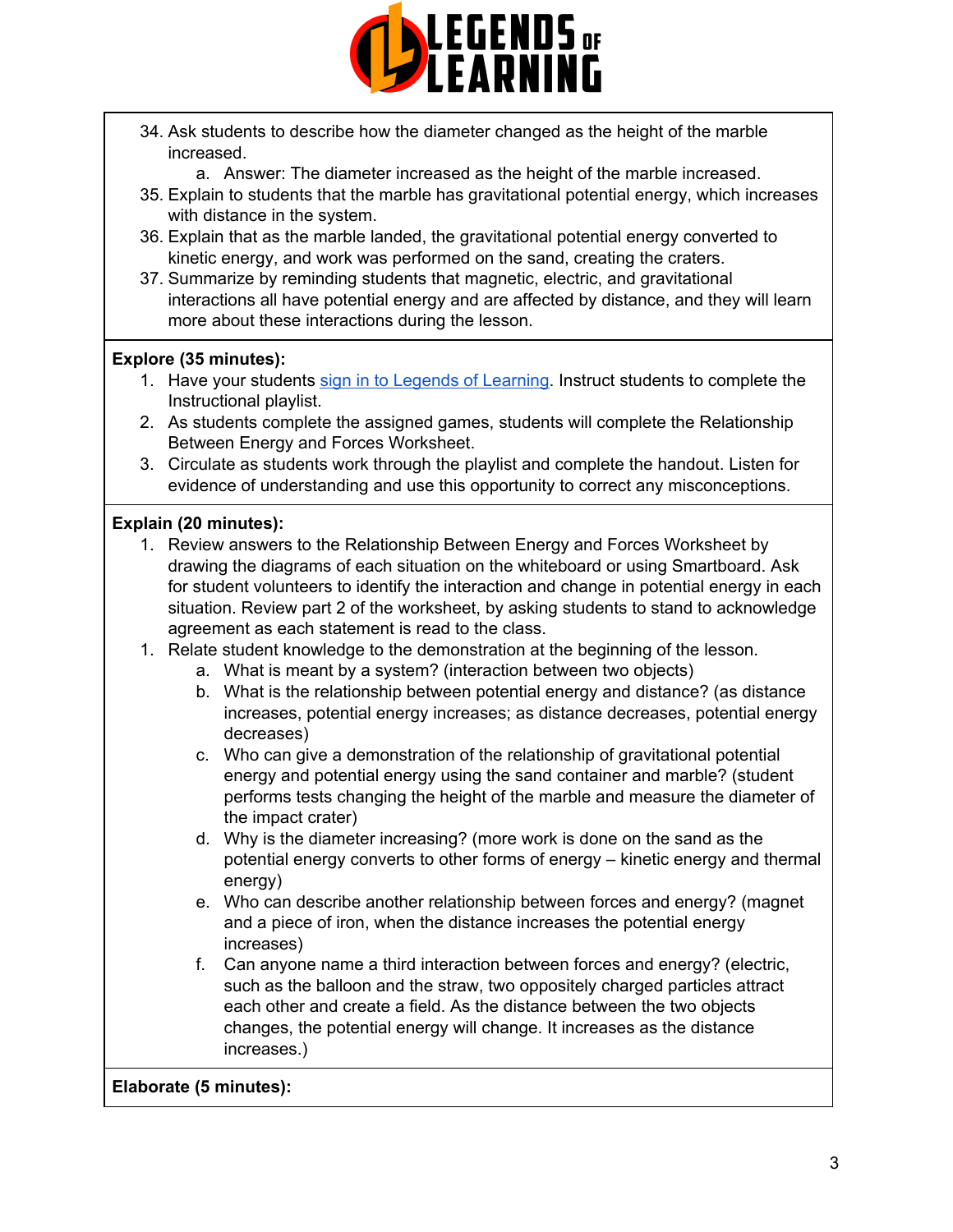34. Ask students to describe how the diameter changed as the height of the marble increased.
    a. Answer: The diameter increased as the height of the marble increased.
35. Explain to students that the marble has gravitational potential energy, which increases with distance in the system.
36. Explain that as the marble landed, the gravitational potential energy converted to kinetic energy, and work was performed on the sand, creating the craters.
37. Summarize by reminding students that magnetic, electric, and gravitational interactions all have potential energy and are affected by distance, and they will learn more about these interactions during the lesson.

**Explore (35 minutes):**

1. Have your students [sign in to Legends of Learning](). Instruct students to complete the Instructional playlist.
2. As students complete the assigned games, students will complete the Relationship Between Energy and Forces Worksheet.
3. Circulate as students work through the playlist and complete the handout. Listen for evidence of understanding and use this opportunity to correct any misconceptions.

**Explain (20 minutes):**

1. Review answers to the Relationship Between Energy and Forces Worksheet by drawing the diagrams of each situation on the whiteboard or using Smartboard. Ask for student volunteers to identify the interaction and change in potential energy in each situation. Review part 2 of the worksheet, by asking students to stand to acknowledge agreement as each statement is read to the class.
1. Relate student knowledge to the demonstration at the beginning of the lesson.
    a. What is meant by a system? (interaction between two objects)
    b. What is the relationship between potential energy and distance? (as distance increases, potential energy increases; as distance decreases, potential energy decreases)
    c. Who can give a demonstration of the relationship of gravitational potential energy and potential energy using the sand container and marble? (student performs tests changing the height of the marble and measure the diameter of the impact crater)
    d. Why is the diameter increasing? (more work is done on the sand as the potential energy converts to other forms of energy – kinetic energy and thermal energy)
    e. Who can describe another relationship between forces and energy? (magnet and a piece of iron, when the distance increases the potential energy increases)
    f. Can anyone name a third interaction between forces and energy? (electric, such as the balloon and the straw, two oppositely charged particles attract each other and create a field. As the distance between the two objects changes, the potential energy will change. It increases as the distance increases.)

**Elaborate (5 minutes):**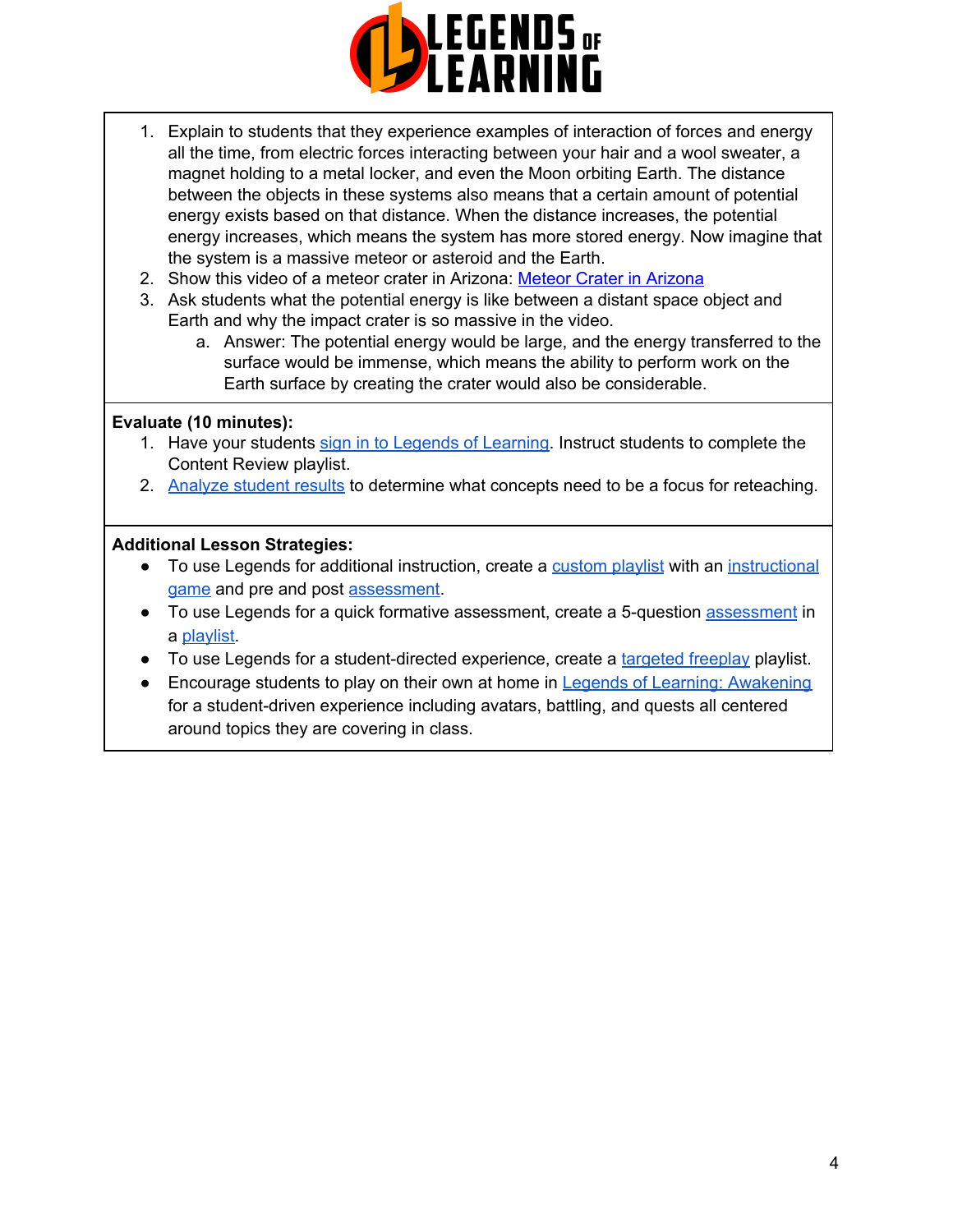1. Explain to students that they experience examples of interaction of forces and energy all the time, from electric forces interacting between your hair and a wool sweater, a magnet holding to a metal locker, and even the Moon orbiting Earth. The distance between the objects in these systems also means that a certain amount of potential energy exists based on that distance. When the distance increases, the potential energy increases, which means the system has more stored energy. Now imagine that the system is a massive meteor or asteroid and the Earth.
2. Show this video of a meteor crater in Arizona: Meteor Crater in Arizona
3. Ask students what the potential energy is like between a distant space object and Earth and why the impact crater is so massive in the video.
    a. Answer: The potential energy would be large, and the energy transferred to the surface would be immense, which means the ability to perform work on the Earth surface by creating the crater would also be considerable.

**Evaluate (10 minutes):**

1. Have your students sign in to Legends of Learning. Instruct students to complete the Content Review playlist.
2. Analyze student results to determine what concepts need to be a focus for reteaching.

**Additional Lesson Strategies:**

- To use Legends for additional instruction, create a custom playlist with an instructional game and pre and post assessment.
- To use Legends for a quick formative assessment, create a 5-question assessment in a playlist.
- To use Legends for a student-directed experience, create a targeted freeplay playlist.
- Encourage students to play on their own at home in Legends of Learning: Awakening for a student-driven experience including avatars, battling, and quests all centered around topics they are covering in class.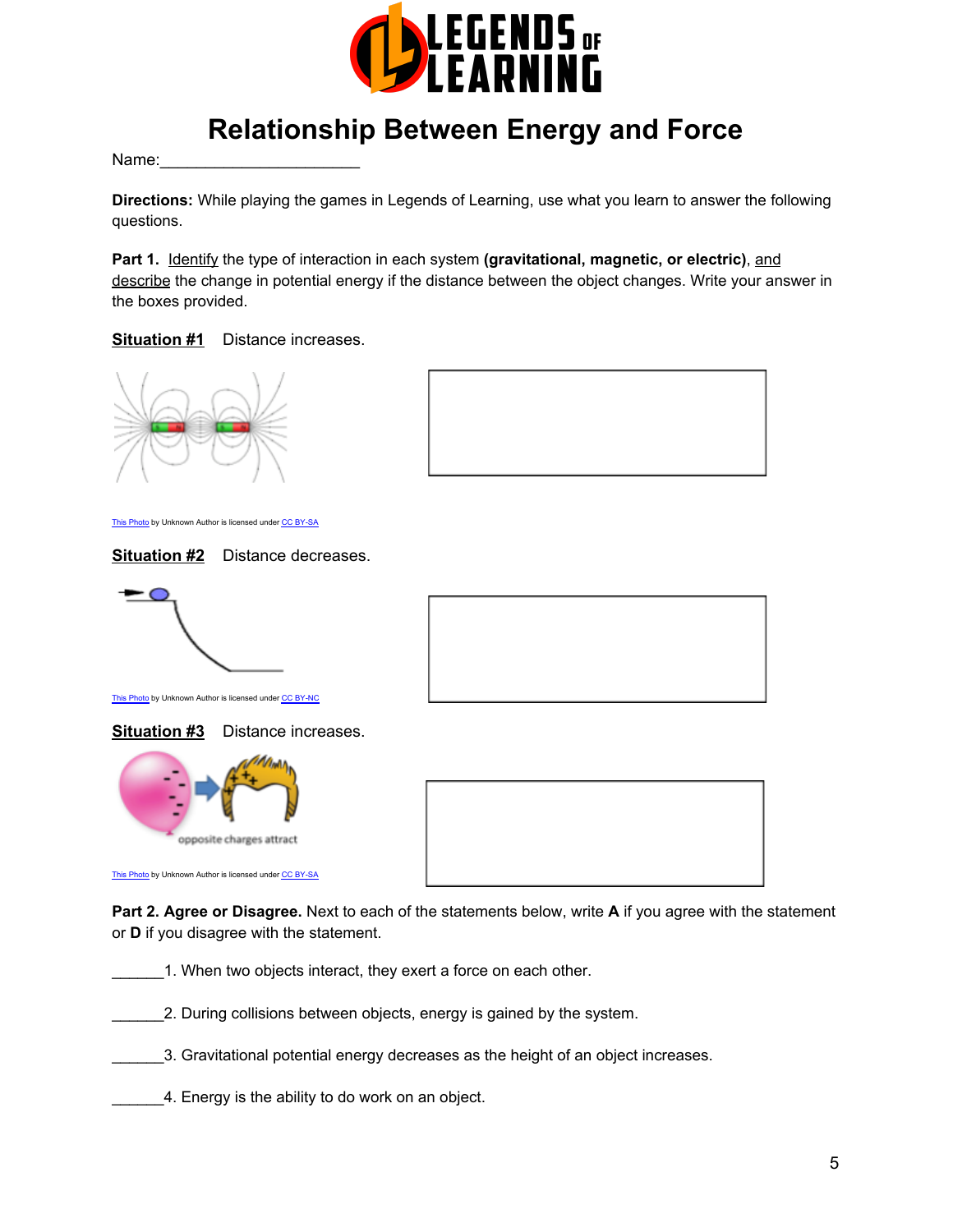# Relationship Between Energy and Force

Name:______________________

**Directions:** While playing the games in Legends of Learning, use what you learn to answer the following questions.

**Part 1.** Identify the type of interaction in each system **(gravitational, magnetic, or electric)**, and describe the change in potential energy if the distance between the object changes. Write your answer in the boxes provided.

**Situation #1** Distance increases.

This Photo by Unknown Author is licensed under CC BY-SA

**Situation #2** Distance decreases.

This Photo by Unknown Author is licensed under CC BY-NC

**Situation #3** Distance increases.

opposite charges attract

This Photo by Unknown Author is licensed under CC BY-SA

**Part 2. Agree or Disagree.** Next to each of the statements below, write **A** if you agree with the statement or **D** if you disagree with the statement.

______1. When two objects interact, they exert a force on each other.

______2. During collisions between objects, energy is gained by the system.

______3. Gravitational potential energy decreases as the height of an object increases.

______4. Energy is the ability to do work on an object.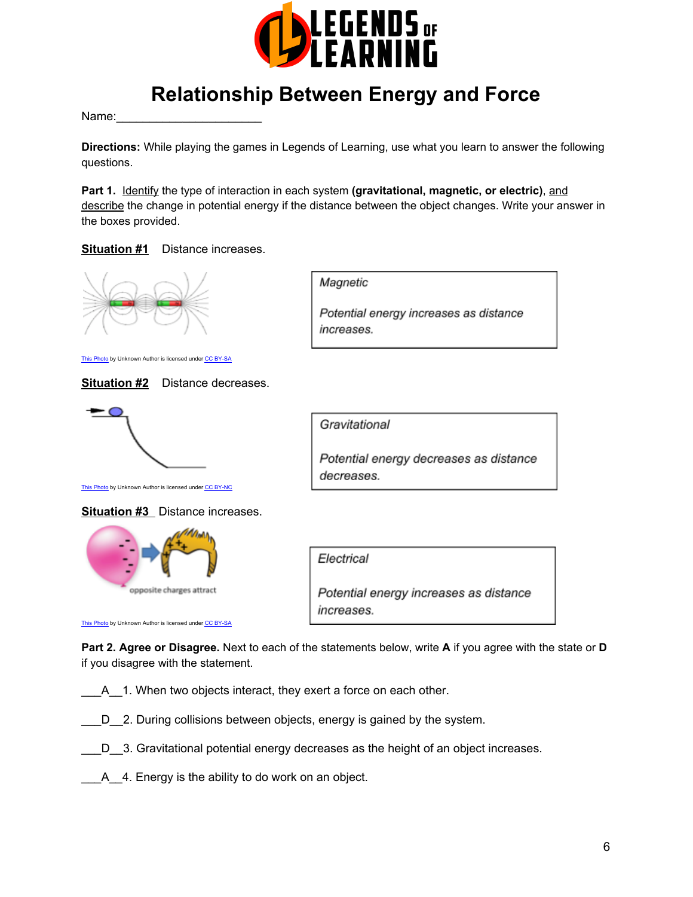# Relationship Between Energy and Force

Name:______________________

**Directions:** While playing the games in Legends of Learning, use what you learn to answer the following questions.

**Part 1.** Identify the type of interaction in each system **(gravitational, magnetic, or electric)**, and describe the change in potential energy if the distance between the object changes. Write your answer in the boxes provided.

**Situation #1** Distance increases.

This Photo by Unknown Author is licensed under CC BY-SA

*Magnetic*

*Potential energy increases as distance increases.*

**Situation #2** Distance decreases.

This Photo by Unknown Author is licensed under CC BY-NC

*Gravitational*

*Potential energy decreases as distance decreases.*

**Situation #3** Distance increases.

opposite charges attract

This Photo by Unknown Author is licensed under CC BY-SA

*Electrical*

*Potential energy increases as distance increases.*

**Part 2. Agree or Disagree.** Next to each of the statements below, write **A** if you agree with the state or **D** if you disagree with the statement.

___A__1. When two objects interact, they exert a force on each other.

___D__2. During collisions between objects, energy is gained by the system.

___D__3. Gravitational potential energy decreases as the height of an object increases.

___A__4. Energy is the ability to do work on an object.